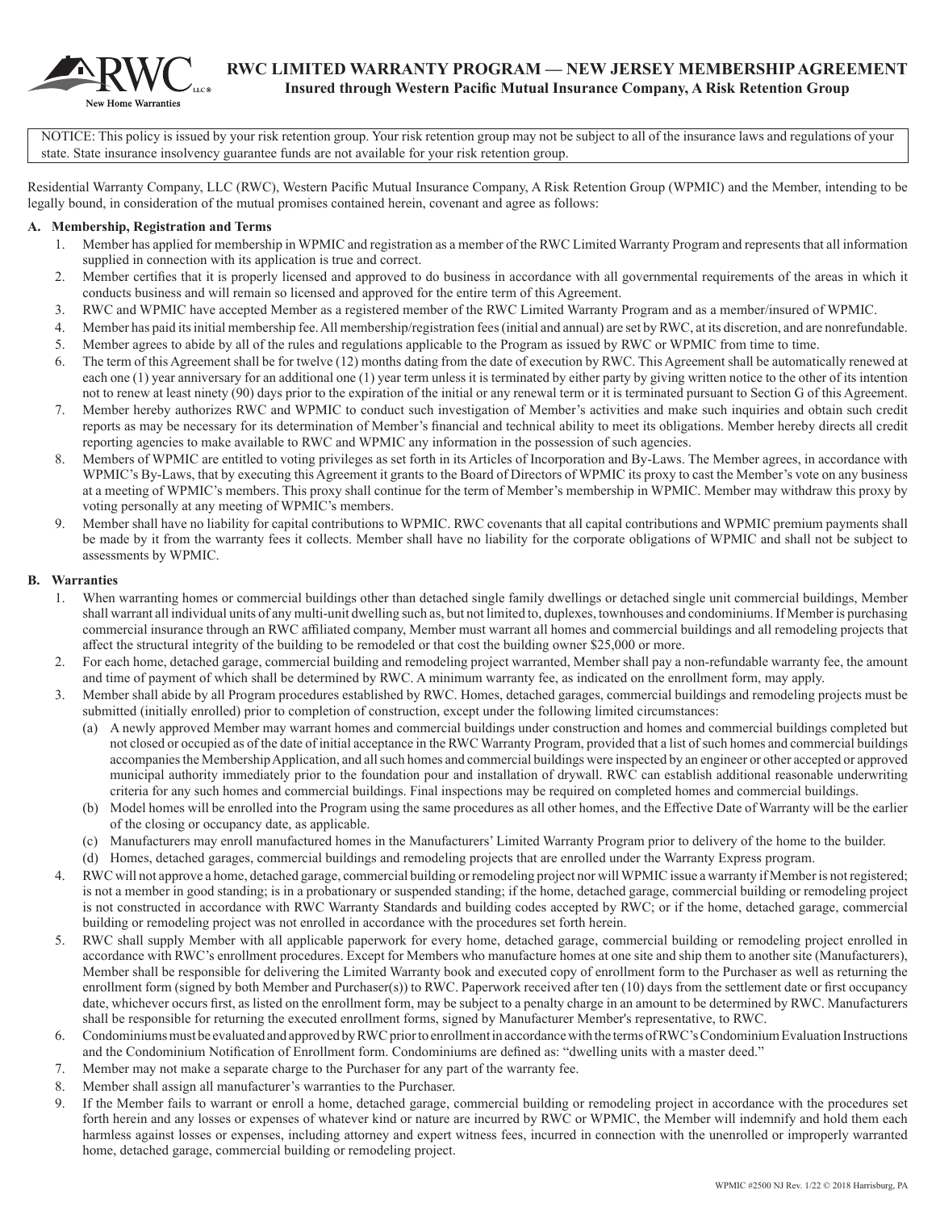# RWC LIMITED WARRANTY PROGRAM — NEW JERSEY MEMBERSHIP AGREEMENT

**Insured through Western Pacific Mutual Insurance Company, A Risk Retention Group**

NOTICE: This policy is issued by your risk retention group. Your risk retention group may not be subject to all of the insurance laws and regulations of your state. State insurance insolvency guarantee funds are not available for your risk retention group.

Residential Warranty Company, LLC (RWC), Western Pacific Mutual Insurance Company, A Risk Retention Group (WPMIC) and the Member, intending to be legally bound, in consideration of the mutual promises contained herein, covenant and agree as follows:

## A. Membership, Registration and Terms

1. Member has applied for membership in WPMIC and registration as a member of the RWC Limited Warranty Program and represents that all information supplied in connection with its application is true and correct.
2. Member certifies that it is properly licensed and approved to do business in accordance with all governmental requirements of the areas in which it conducts business and will remain so licensed and approved for the entire term of this Agreement.
3. RWC and WPMIC have accepted Member as a registered member of the RWC Limited Warranty Program and as a member/insured of WPMIC.
4. Member has paid its initial membership fee. All membership/registration fees (initial and annual) are set by RWC, at its discretion, and are nonrefundable.
5. Member agrees to abide by all of the rules and regulations applicable to the Program as issued by RWC or WPMIC from time to time.
6. The term of this Agreement shall be for twelve (12) months dating from the date of execution by RWC. This Agreement shall be automatically renewed at each one (1) year anniversary for an additional one (1) year term unless it is terminated by either party by giving written notice to the other of its intention not to renew at least ninety (90) days prior to the expiration of the initial or any renewal term or it is terminated pursuant to Section G of this Agreement.
7. Member hereby authorizes RWC and WPMIC to conduct such investigation of Member's activities and make such inquiries and obtain such credit reports as may be necessary for its determination of Member's financial and technical ability to meet its obligations. Member hereby directs all credit reporting agencies to make available to RWC and WPMIC any information in the possession of such agencies.
8. Members of WPMIC are entitled to voting privileges as set forth in its Articles of Incorporation and By-Laws. The Member agrees, in accordance with WPMIC's By-Laws, that by executing this Agreement it grants to the Board of Directors of WPMIC its proxy to cast the Member's vote on any business at a meeting of WPMIC's members. This proxy shall continue for the term of Member's membership in WPMIC. Member may withdraw this proxy by voting personally at any meeting of WPMIC's members.
9. Member shall have no liability for capital contributions to WPMIC. RWC covenants that all capital contributions and WPMIC premium payments shall be made by it from the warranty fees it collects. Member shall have no liability for the corporate obligations of WPMIC and shall not be subject to assessments by WPMIC.

## B. Warranties

1. When warranting homes or commercial buildings other than detached single family dwellings or detached single unit commercial buildings, Member shall warrant all individual units of any multi-unit dwelling such as, but not limited to, duplexes, townhouses and condominiums. If Member is purchasing commercial insurance through an RWC affiliated company, Member must warrant all homes and commercial buildings and all remodeling projects that affect the structural integrity of the building to be remodeled or that cost the building owner $25,000 or more.
2. For each home, detached garage, commercial building and remodeling project warranted, Member shall pay a non-refundable warranty fee, the amount and time of payment of which shall be determined by RWC. A minimum warranty fee, as indicated on the enrollment form, may apply.
3. Member shall abide by all Program procedures established by RWC. Homes, detached garages, commercial buildings and remodeling projects must be submitted (initially enrolled) prior to completion of construction, except under the following limited circumstances:
   (a) A newly approved Member may warrant homes and commercial buildings under construction and homes and commercial buildings completed but not closed or occupied as of the date of initial acceptance in the RWC Warranty Program, provided that a list of such homes and commercial buildings accompanies the Membership Application, and all such homes and commercial buildings were inspected by an engineer or other accepted or approved municipal authority immediately prior to the foundation pour and installation of drywall. RWC can establish additional reasonable underwriting criteria for any such homes and commercial buildings. Final inspections may be required on completed homes and commercial buildings.
   (b) Model homes will be enrolled into the Program using the same procedures as all other homes, and the Effective Date of Warranty will be the earlier of the closing or occupancy date, as applicable.
   (c) Manufacturers may enroll manufactured homes in the Manufacturers' Limited Warranty Program prior to delivery of the home to the builder.
   (d) Homes, detached garages, commercial buildings and remodeling projects that are enrolled under the Warranty Express program.
4. RWC will not approve a home, detached garage, commercial building or remodeling project nor will WPMIC issue a warranty if Member is not registered; is not a member in good standing; is in a probationary or suspended standing; if the home, detached garage, commercial building or remodeling project is not constructed in accordance with RWC Warranty Standards and building codes accepted by RWC; or if the home, detached garage, commercial building or remodeling project was not enrolled in accordance with the procedures set forth herein.
5. RWC shall supply Member with all applicable paperwork for every home, detached garage, commercial building or remodeling project enrolled in accordance with RWC's enrollment procedures. Except for Members who manufacture homes at one site and ship them to another site (Manufacturers), Member shall be responsible for delivering the Limited Warranty book and executed copy of enrollment form to the Purchaser as well as returning the enrollment form (signed by both Member and Purchaser(s)) to RWC. Paperwork received after ten (10) days from the settlement date or first occupancy date, whichever occurs first, as listed on the enrollment form, may be subject to a penalty charge in an amount to be determined by RWC. Manufacturers shall be responsible for returning the executed enrollment forms, signed by Manufacturer Member's representative, to RWC.
6. Condominiums must be evaluated and approved by RWC prior to enrollment in accordance with the terms of RWC's Condominium Evaluation Instructions and the Condominium Notification of Enrollment form. Condominiums are defined as: "dwelling units with a master deed."
7. Member may not make a separate charge to the Purchaser for any part of the warranty fee.
8. Member shall assign all manufacturer's warranties to the Purchaser.
9. If the Member fails to warrant or enroll a home, detached garage, commercial building or remodeling project in accordance with the procedures set forth herein and any losses or expenses of whatever kind or nature are incurred by RWC or WPMIC, the Member will indemnify and hold them each harmless against losses or expenses, including attorney and expert witness fees, incurred in connection with the unenrolled or improperly warranted home, detached garage, commercial building or remodeling project.

WPMIC #2500 NJ Rev. 1/22 © 2018 Harrisburg, PA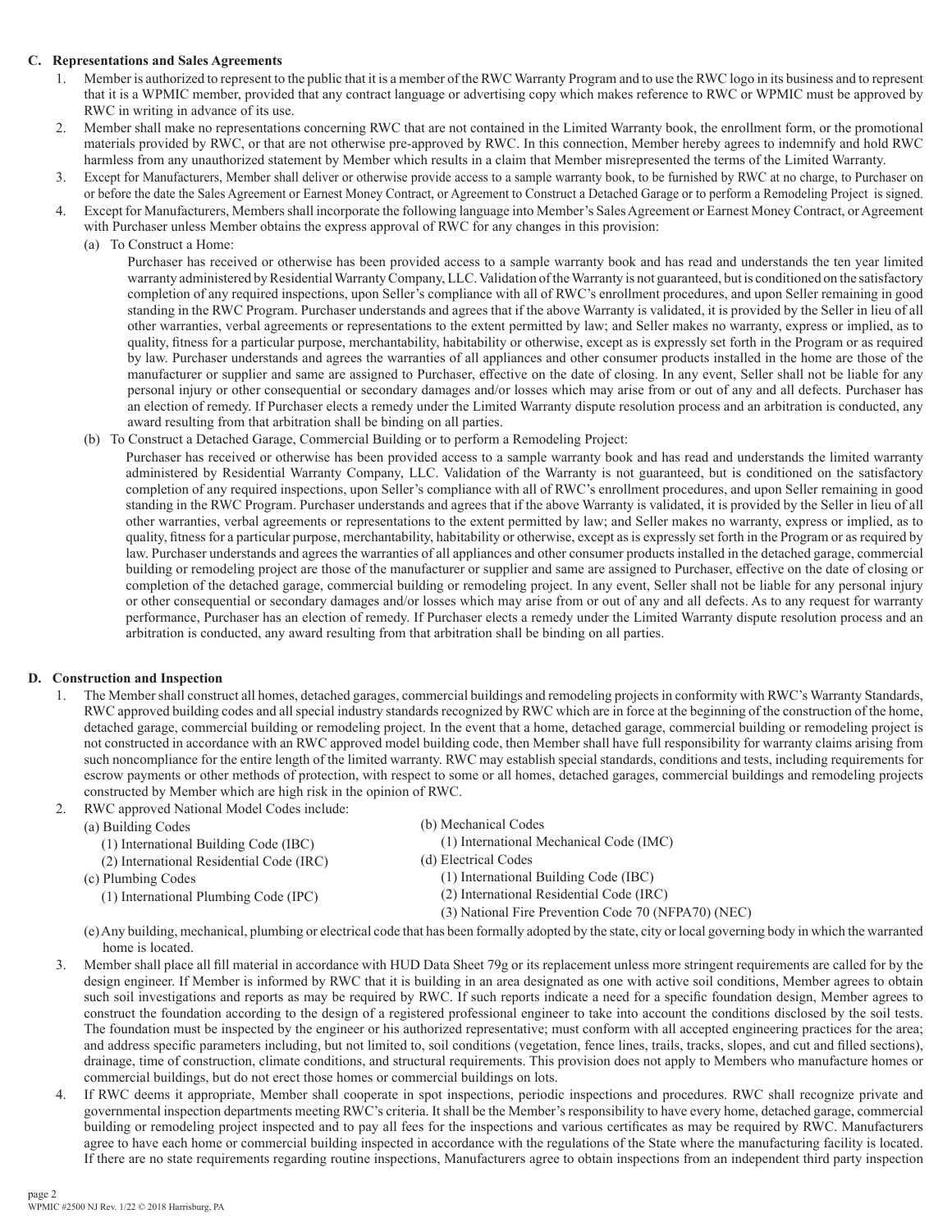## C. Representations and Sales Agreements

1. Member is authorized to represent to the public that it is a member of the RWC Warranty Program and to use the RWC logo in its business and to represent that it is a WPMIC member, provided that any contract language or advertising copy which makes reference to RWC or WPMIC must be approved by RWC in writing in advance of its use.
2. Member shall make no representations concerning RWC that are not contained in the Limited Warranty book, the enrollment form, or the promotional materials provided by RWC, or that are not otherwise pre-approved by RWC. In this connection, Member hereby agrees to indemnify and hold RWC harmless from any unauthorized statement by Member which results in a claim that Member misrepresented the terms of the Limited Warranty.
3. Except for Manufacturers, Member shall deliver or otherwise provide access to a sample warranty book, to be furnished by RWC at no charge, to Purchaser on or before the date the Sales Agreement or Earnest Money Contract, or Agreement to Construct a Detached Garage or to perform a Remodeling Project is signed.
4. Except for Manufacturers, Members shall incorporate the following language into Member's Sales Agreement or Earnest Money Contract, or Agreement with Purchaser unless Member obtains the express approval of RWC for any changes in this provision:
   (a) To Construct a Home:

   Purchaser has received or otherwise has been provided access to a sample warranty book and has read and understands the ten year limited warranty administered by Residential Warranty Company, LLC. Validation of the Warranty is not guaranteed, but is conditioned on the satisfactory completion of any required inspections, upon Seller's compliance with all of RWC's enrollment procedures, and upon Seller remaining in good standing in the RWC Program. Purchaser understands and agrees that if the above Warranty is validated, it is provided by the Seller in lieu of all other warranties, verbal agreements or representations to the extent permitted by law; and Seller makes no warranty, express or implied, as to quality, fitness for a particular purpose, merchantability, habitability or otherwise, except as is expressly set forth in the Program or as required by law. Purchaser understands and agrees the warranties of all appliances and other consumer products installed in the home are those of the manufacturer or supplier and same are assigned to Purchaser, effective on the date of closing. In any event, Seller shall not be liable for any personal injury or other consequential or secondary damages and/or losses which may arise from or out of any and all defects. Purchaser has an election of remedy. If Purchaser elects a remedy under the Limited Warranty dispute resolution process and an arbitration is conducted, any award resulting from that arbitration shall be binding on all parties.

   (b) To Construct a Detached Garage, Commercial Building or to perform a Remodeling Project:

   Purchaser has received or otherwise has been provided access to a sample warranty book and has read and understands the limited warranty administered by Residential Warranty Company, LLC. Validation of the Warranty is not guaranteed, but is conditioned on the satisfactory completion of any required inspections, upon Seller's compliance with all of RWC's enrollment procedures, and upon Seller remaining in good standing in the RWC Program. Purchaser understands and agrees that if the above Warranty is validated, it is provided by the Seller in lieu of all other warranties, verbal agreements or representations to the extent permitted by law; and Seller makes no warranty, express or implied, as to quality, fitness for a particular purpose, merchantability, habitability or otherwise, except as is expressly set forth in the Program or as required by law. Purchaser understands and agrees the warranties of all appliances and other consumer products installed in the detached garage, commercial building or remodeling project are those of the manufacturer or supplier and same are assigned to Purchaser, effective on the date of closing or completion of the detached garage, commercial building or remodeling project. In any event, Seller shall not be liable for any personal injury or other consequential or secondary damages and/or losses which may arise from or out of any and all defects. As to any request for warranty performance, Purchaser has an election of remedy. If Purchaser elects a remedy under the Limited Warranty dispute resolution process and an arbitration is conducted, any award resulting from that arbitration shall be binding on all parties.

## D. Construction and Inspection

1. The Member shall construct all homes, detached garages, commercial buildings and remodeling projects in conformity with RWC's Warranty Standards, RWC approved building codes and all special industry standards recognized by RWC which are in force at the beginning of the construction of the home, detached garage, commercial building or remodeling project. In the event that a home, detached garage, commercial building or remodeling project is not constructed in accordance with an RWC approved model building code, then Member shall have full responsibility for warranty claims arising from such noncompliance for the entire length of the limited warranty. RWC may establish special standards, conditions and tests, including requirements for escrow payments or other methods of protection, with respect to some or all homes, detached garages, commercial buildings and remodeling projects constructed by Member which are high risk in the opinion of RWC.
2. RWC approved National Model Codes include:
   (a) Building Codes
      (1) International Building Code (IBC)
      (2) International Residential Code (IRC)
   (b) Mechanical Codes
      (1) International Mechanical Code (IMC)
   (c) Plumbing Codes
      (1) International Plumbing Code (IPC)
   (d) Electrical Codes
      (1) International Building Code (IBC)
      (2) International Residential Code (IRC)
      (3) National Fire Prevention Code 70 (NFPA70) (NEC)
   (e) Any building, mechanical, plumbing or electrical code that has been formally adopted by the state, city or local governing body in which the warranted home is located.
3. Member shall place all fill material in accordance with HUD Data Sheet 79g or its replacement unless more stringent requirements are called for by the design engineer. If Member is informed by RWC that it is building in an area designated as one with active soil conditions, Member agrees to obtain such soil investigations and reports as may be required by RWC. If such reports indicate a need for a specific foundation design, Member agrees to construct the foundation according to the design of a registered professional engineer to take into account the conditions disclosed by the soil tests. The foundation must be inspected by the engineer or his authorized representative; must conform with all accepted engineering practices for the area; and address specific parameters including, but not limited to, soil conditions (vegetation, fence lines, trails, tracks, slopes, and cut and filled sections), drainage, time of construction, climate conditions, and structural requirements. This provision does not apply to Members who manufacture homes or commercial buildings, but do not erect those homes or commercial buildings on lots.
4. If RWC deems it appropriate, Member shall cooperate in spot inspections, periodic inspections and procedures. RWC shall recognize private and governmental inspection departments meeting RWC's criteria. It shall be the Member's responsibility to have every home, detached garage, commercial building or remodeling project inspected and to pay all fees for the inspections and various certificates as may be required by RWC. Manufacturers agree to have each home or commercial building inspected in accordance with the regulations of the State where the manufacturing facility is located. If there are no state requirements regarding routine inspections, Manufacturers agree to obtain inspections from an independent third party inspection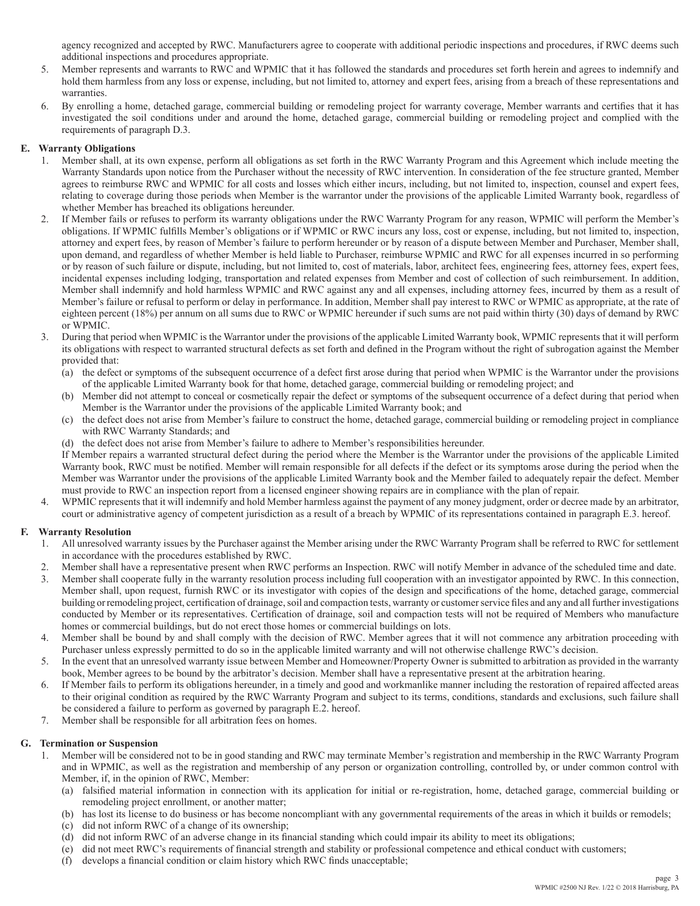agency recognized and accepted by RWC. Manufacturers agree to cooperate with additional periodic inspections and procedures, if RWC deems such additional inspections and procedures appropriate.

5. Member represents and warrants to RWC and WPMIC that it has followed the standards and procedures set forth herein and agrees to indemnify and hold them harmless from any loss or expense, including, but not limited to, attorney and expert fees, arising from a breach of these representations and warranties.
6. By enrolling a home, detached garage, commercial building or remodeling project for warranty coverage, Member warrants and certifies that it has investigated the soil conditions under and around the home, detached garage, commercial building or remodeling project and complied with the requirements of paragraph D.3.

## E. Warranty Obligations

1. Member shall, at its own expense, perform all obligations as set forth in the RWC Warranty Program and this Agreement which include meeting the Warranty Standards upon notice from the Purchaser without the necessity of RWC intervention. In consideration of the fee structure granted, Member agrees to reimburse RWC and WPMIC for all costs and losses which either incurs, including, but not limited to, inspection, counsel and expert fees, relating to coverage during those periods when Member is the warrantor under the provisions of the applicable Limited Warranty book, regardless of whether Member has breached its obligations hereunder.
2. If Member fails or refuses to perform its warranty obligations under the RWC Warranty Program for any reason, WPMIC will perform the Member's obligations. If WPMIC fulfills Member's obligations or if WPMIC or RWC incurs any loss, cost or expense, including, but not limited to, inspection, attorney and expert fees, by reason of Member's failure to perform hereunder or by reason of a dispute between Member and Purchaser, Member shall, upon demand, and regardless of whether Member is held liable to Purchaser, reimburse WPMIC and RWC for all expenses incurred in so performing or by reason of such failure or dispute, including, but not limited to, cost of materials, labor, architect fees, engineering fees, attorney fees, expert fees, incidental expenses including lodging, transportation and related expenses from Member and cost of collection of such reimbursement. In addition, Member shall indemnify and hold harmless WPMIC and RWC against any and all expenses, including attorney fees, incurred by them as a result of Member's failure or refusal to perform or delay in performance. In addition, Member shall pay interest to RWC or WPMIC as appropriate, at the rate of eighteen percent (18%) per annum on all sums due to RWC or WPMIC hereunder if such sums are not paid within thirty (30) days of demand by RWC or WPMIC.
3. During that period when WPMIC is the Warrantor under the provisions of the applicable Limited Warranty book, WPMIC represents that it will perform its obligations with respect to warranted structural defects as set forth and defined in the Program without the right of subrogation against the Member provided that:
   (a) the defect or symptoms of the subsequent occurrence of a defect first arose during that period when WPMIC is the Warrantor under the provisions of the applicable Limited Warranty book for that home, detached garage, commercial building or remodeling project; and
   (b) Member did not attempt to conceal or cosmetically repair the defect or symptoms of the subsequent occurrence of a defect during that period when Member is the Warrantor under the provisions of the applicable Limited Warranty book; and
   (c) the defect does not arise from Member's failure to construct the home, detached garage, commercial building or remodeling project in compliance with RWC Warranty Standards; and
   (d) the defect does not arise from Member's failure to adhere to Member's responsibilities hereunder.

   If Member repairs a warranted structural defect during the period where the Member is the Warrantor under the provisions of the applicable Limited Warranty book, RWC must be notified. Member will remain responsible for all defects if the defect or its symptoms arose during the period when the Member was Warrantor under the provisions of the applicable Limited Warranty book and the Member failed to adequately repair the defect. Member must provide to RWC an inspection report from a licensed engineer showing repairs are in compliance with the plan of repair.
4. WPMIC represents that it will indemnify and hold Member harmless against the payment of any money judgment, order or decree made by an arbitrator, court or administrative agency of competent jurisdiction as a result of a breach by WPMIC of its representations contained in paragraph E.3. hereof.

## F. Warranty Resolution

1. All unresolved warranty issues by the Purchaser against the Member arising under the RWC Warranty Program shall be referred to RWC for settlement in accordance with the procedures established by RWC.
2. Member shall have a representative present when RWC performs an Inspection. RWC will notify Member in advance of the scheduled time and date.
3. Member shall cooperate fully in the warranty resolution process including full cooperation with an investigator appointed by RWC. In this connection, Member shall, upon request, furnish RWC or its investigator with copies of the design and specifications of the home, detached garage, commercial building or remodeling project, certification of drainage, soil and compaction tests, warranty or customer service files and any and all further investigations conducted by Member or its representatives. Certification of drainage, soil and compaction tests will not be required of Members who manufacture homes or commercial buildings, but do not erect those homes or commercial buildings on lots.
4. Member shall be bound by and shall comply with the decision of RWC. Member agrees that it will not commence any arbitration proceeding with Purchaser unless expressly permitted to do so in the applicable limited warranty and will not otherwise challenge RWC's decision.
5. In the event that an unresolved warranty issue between Member and Homeowner/Property Owner is submitted to arbitration as provided in the warranty book, Member agrees to be bound by the arbitrator's decision. Member shall have a representative present at the arbitration hearing.
6. If Member fails to perform its obligations hereunder, in a timely and good and workmanlike manner including the restoration of repaired affected areas to their original condition as required by the RWC Warranty Program and subject to its terms, conditions, standards and exclusions, such failure shall be considered a failure to perform as governed by paragraph E.2. hereof.
7. Member shall be responsible for all arbitration fees on homes.

## G. Termination or Suspension

1. Member will be considered not to be in good standing and RWC may terminate Member's registration and membership in the RWC Warranty Program and in WPMIC, as well as the registration and membership of any person or organization controlling, controlled by, or under common control with Member, if, in the opinion of RWC, Member:
   (a) falsified material information in connection with its application for initial or re-registration, home, detached garage, commercial building or remodeling project enrollment, or another matter;
   (b) has lost its license to do business or has become noncompliant with any governmental requirements of the areas in which it builds or remodels;
   (c) did not inform RWC of a change of its ownership;
   (d) did not inform RWC of an adverse change in its financial standing which could impair its ability to meet its obligations;
   (e) did not meet RWC's requirements of financial strength and stability or professional competence and ethical conduct with customers;
   (f) develops a financial condition or claim history which RWC finds unacceptable;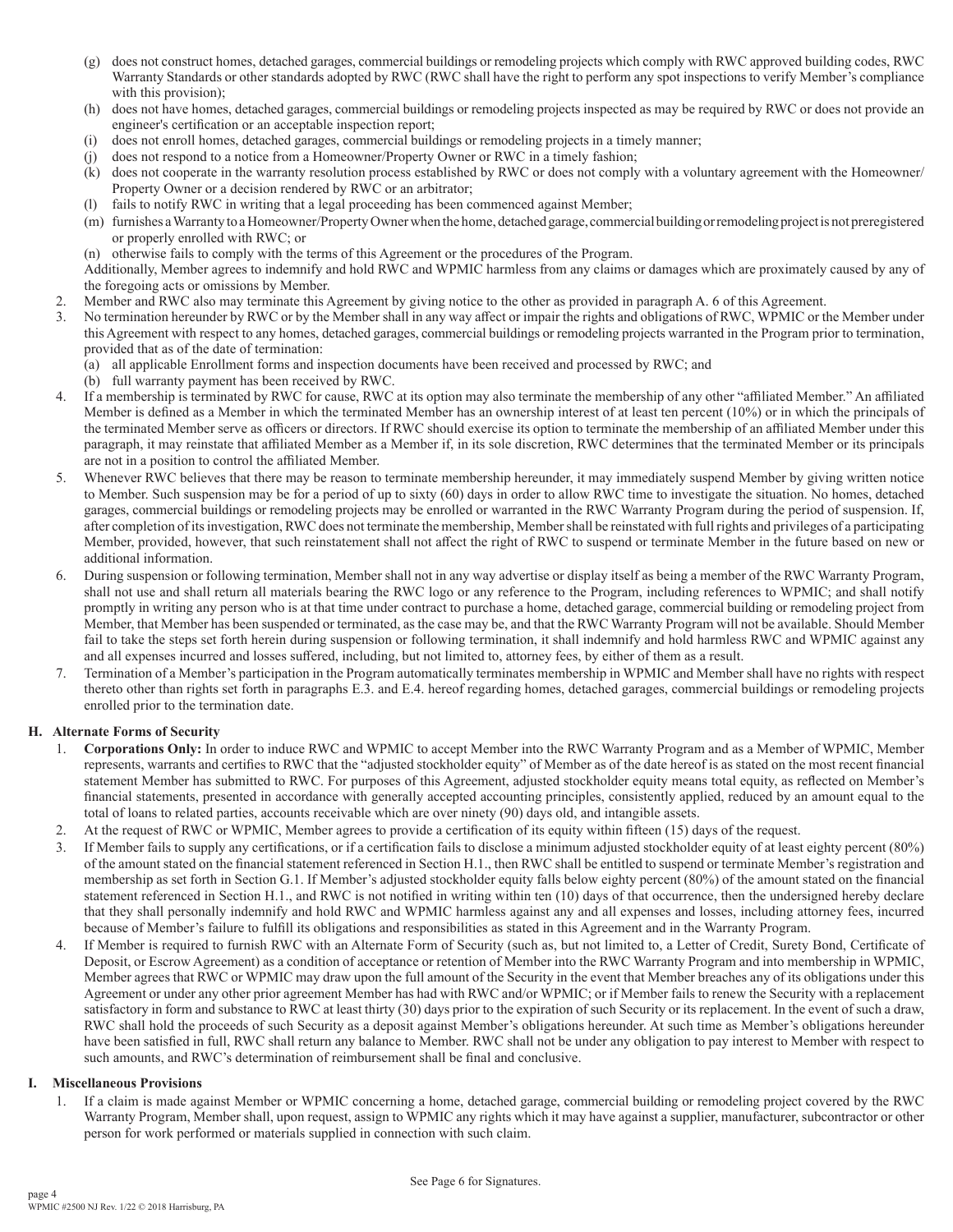(g) does not construct homes, detached garages, commercial buildings or remodeling projects which comply with RWC approved building codes, RWC Warranty Standards or other standards adopted by RWC (RWC shall have the right to perform any spot inspections to verify Member's compliance with this provision);

(h) does not have homes, detached garages, commercial buildings or remodeling projects inspected as may be required by RWC or does not provide an engineer's certification or an acceptable inspection report;

(i) does not enroll homes, detached garages, commercial buildings or remodeling projects in a timely manner;

(j) does not respond to a notice from a Homeowner/Property Owner or RWC in a timely fashion;

(k) does not cooperate in the warranty resolution process established by RWC or does not comply with a voluntary agreement with the Homeowner/Property Owner or a decision rendered by RWC or an arbitrator;

(l) fails to notify RWC in writing that a legal proceeding has been commenced against Member;

(m) furnishes a Warranty to a Homeowner/Property Owner when the home, detached garage, commercial building or remodeling project is not preregistered or properly enrolled with RWC; or

(n) otherwise fails to comply with the terms of this Agreement or the procedures of the Program.

Additionally, Member agrees to indemnify and hold RWC and WPMIC harmless from any claims or damages which are proximately caused by any of the foregoing acts or omissions by Member.

2. Member and RWC also may terminate this Agreement by giving notice to the other as provided in paragraph A. 6 of this Agreement.

3. No termination hereunder by RWC or by the Member shall in any way affect or impair the rights and obligations of RWC, WPMIC or the Member under this Agreement with respect to any homes, detached garages, commercial buildings or remodeling projects warranted in the Program prior to termination, provided that as of the date of termination:
   (a) all applicable Enrollment forms and inspection documents have been received and processed by RWC; and
   (b) full warranty payment has been received by RWC.

4. If a membership is terminated by RWC for cause, RWC at its option may also terminate the membership of any other "affiliated Member." An affiliated Member is defined as a Member in which the terminated Member has an ownership interest of at least ten percent (10%) or in which the principals of the terminated Member serve as officers or directors. If RWC should exercise its option to terminate the membership of an affiliated Member under this paragraph, it may reinstate that affiliated Member as a Member if, in its sole discretion, RWC determines that the terminated Member or its principals are not in a position to control the affiliated Member.

5. Whenever RWC believes that there may be reason to terminate membership hereunder, it may immediately suspend Member by giving written notice to Member. Such suspension may be for a period of up to sixty (60) days in order to allow RWC time to investigate the situation. No homes, detached garages, commercial buildings or remodeling projects may be enrolled or warranted in the RWC Warranty Program during the period of suspension. If, after completion of its investigation, RWC does not terminate the membership, Member shall be reinstated with full rights and privileges of a participating Member, provided, however, that such reinstatement shall not affect the right of RWC to suspend or terminate Member in the future based on new or additional information.

6. During suspension or following termination, Member shall not in any way advertise or display itself as being a member of the RWC Warranty Program, shall not use and shall return all materials bearing the RWC logo or any reference to the Program, including references to WPMIC; and shall notify promptly in writing any person who is at that time under contract to purchase a home, detached garage, commercial building or remodeling project from Member, that Member has been suspended or terminated, as the case may be, and that the RWC Warranty Program will not be available. Should Member fail to take the steps set forth herein during suspension or following termination, it shall indemnify and hold harmless RWC and WPMIC against any and all expenses incurred and losses suffered, including, but not limited to, attorney fees, by either of them as a result.

7. Termination of a Member's participation in the Program automatically terminates membership in WPMIC and Member shall have no rights with respect thereto other than rights set forth in paragraphs E.3. and E.4. hereof regarding homes, detached garages, commercial buildings or remodeling projects enrolled prior to the termination date.

## H. Alternate Forms of Security

1. **Corporations Only:** In order to induce RWC and WPMIC to accept Member into the RWC Warranty Program and as a Member of WPMIC, Member represents, warrants and certifies to RWC that the "adjusted stockholder equity" of Member as of the date hereof is as stated on the most recent financial statement Member has submitted to RWC. For purposes of this Agreement, adjusted stockholder equity means total equity, as reflected on Member's financial statements, presented in accordance with generally accepted accounting principles, consistently applied, reduced by an amount equal to the total of loans to related parties, accounts receivable which are over ninety (90) days old, and intangible assets.

2. At the request of RWC or WPMIC, Member agrees to provide a certification of its equity within fifteen (15) days of the request.

3. If Member fails to supply any certifications, or if a certification fails to disclose a minimum adjusted stockholder equity of at least eighty percent (80%) of the amount stated on the financial statement referenced in Section H.1., then RWC shall be entitled to suspend or terminate Member's registration and membership as set forth in Section G.1. If Member's adjusted stockholder equity falls below eighty percent (80%) of the amount stated on the financial statement referenced in Section H.1., and RWC is not notified in writing within ten (10) days of that occurrence, then the undersigned hereby declare that they shall personally indemnify and hold RWC and WPMIC harmless against any and all expenses and losses, including attorney fees, incurred because of Member's failure to fulfill its obligations and responsibilities as stated in this Agreement and in the Warranty Program.

4. If Member is required to furnish RWC with an Alternate Form of Security (such as, but not limited to, a Letter of Credit, Surety Bond, Certificate of Deposit, or Escrow Agreement) as a condition of acceptance or retention of Member into the RWC Warranty Program and into membership in WPMIC, Member agrees that RWC or WPMIC may draw upon the full amount of the Security in the event that Member breaches any of its obligations under this Agreement or under any other prior agreement Member has had with RWC and/or WPMIC; or if Member fails to renew the Security with a replacement satisfactory in form and substance to RWC at least thirty (30) days prior to the expiration of such Security or its replacement. In the event of such a draw, RWC shall hold the proceeds of such Security as a deposit against Member's obligations hereunder. At such time as Member's obligations hereunder have been satisfied in full, RWC shall return any balance to Member. RWC shall not be under any obligation to pay interest to Member with respect to such amounts, and RWC's determination of reimbursement shall be final and conclusive.

## I. Miscellaneous Provisions

1. If a claim is made against Member or WPMIC concerning a home, detached garage, commercial building or remodeling project covered by the RWC Warranty Program, Member shall, upon request, assign to WPMIC any rights which it may have against a supplier, manufacturer, subcontractor or other person for work performed or materials supplied in connection with such claim.

See Page 6 for Signatures.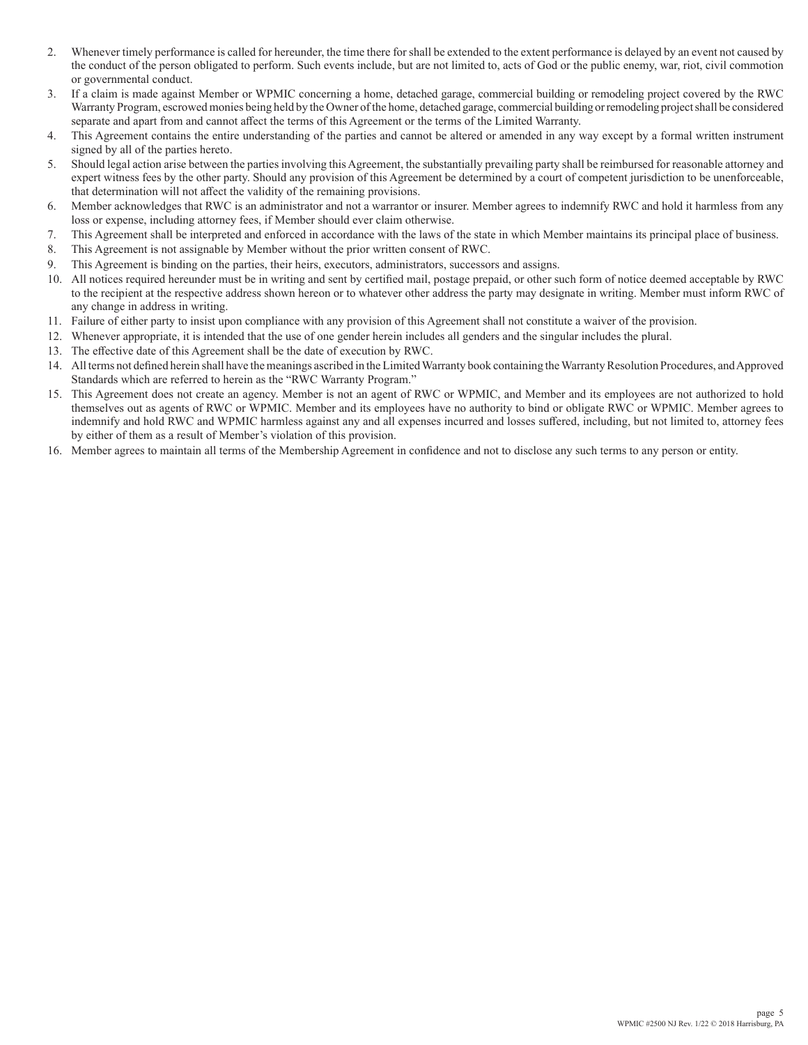2. Whenever timely performance is called for hereunder, the time there for shall be extended to the extent performance is delayed by an event not caused by the conduct of the person obligated to perform. Such events include, but are not limited to, acts of God or the public enemy, war, riot, civil commotion or governmental conduct.
3. If a claim is made against Member or WPMIC concerning a home, detached garage, commercial building or remodeling project covered by the RWC Warranty Program, escrowed monies being held by the Owner of the home, detached garage, commercial building or remodeling project shall be considered separate and apart from and cannot affect the terms of this Agreement or the terms of the Limited Warranty.
4. This Agreement contains the entire understanding of the parties and cannot be altered or amended in any way except by a formal written instrument signed by all of the parties hereto.
5. Should legal action arise between the parties involving this Agreement, the substantially prevailing party shall be reimbursed for reasonable attorney and expert witness fees by the other party. Should any provision of this Agreement be determined by a court of competent jurisdiction to be unenforceable, that determination will not affect the validity of the remaining provisions.
6. Member acknowledges that RWC is an administrator and not a warrantor or insurer. Member agrees to indemnify RWC and hold it harmless from any loss or expense, including attorney fees, if Member should ever claim otherwise.
7. This Agreement shall be interpreted and enforced in accordance with the laws of the state in which Member maintains its principal place of business.
8. This Agreement is not assignable by Member without the prior written consent of RWC.
9. This Agreement is binding on the parties, their heirs, executors, administrators, successors and assigns.
10. All notices required hereunder must be in writing and sent by certified mail, postage prepaid, or other such form of notice deemed acceptable by RWC to the recipient at the respective address shown hereon or to whatever other address the party may designate in writing. Member must inform RWC of any change in address in writing.
11. Failure of either party to insist upon compliance with any provision of this Agreement shall not constitute a waiver of the provision.
12. Whenever appropriate, it is intended that the use of one gender herein includes all genders and the singular includes the plural.
13. The effective date of this Agreement shall be the date of execution by RWC.
14. All terms not defined herein shall have the meanings ascribed in the Limited Warranty book containing the Warranty Resolution Procedures, and Approved Standards which are referred to herein as the "RWC Warranty Program."
15. This Agreement does not create an agency. Member is not an agent of RWC or WPMIC, and Member and its employees are not authorized to hold themselves out as agents of RWC or WPMIC. Member and its employees have no authority to bind or obligate RWC or WPMIC. Member agrees to indemnify and hold RWC and WPMIC harmless against any and all expenses incurred and losses suffered, including, but not limited to, attorney fees by either of them as a result of Member's violation of this provision.
16. Member agrees to maintain all terms of the Membership Agreement in confidence and not to disclose any such terms to any person or entity.

WPMIC #2500 NJ Rev. 1/22 © 2018 Harrisburg, PA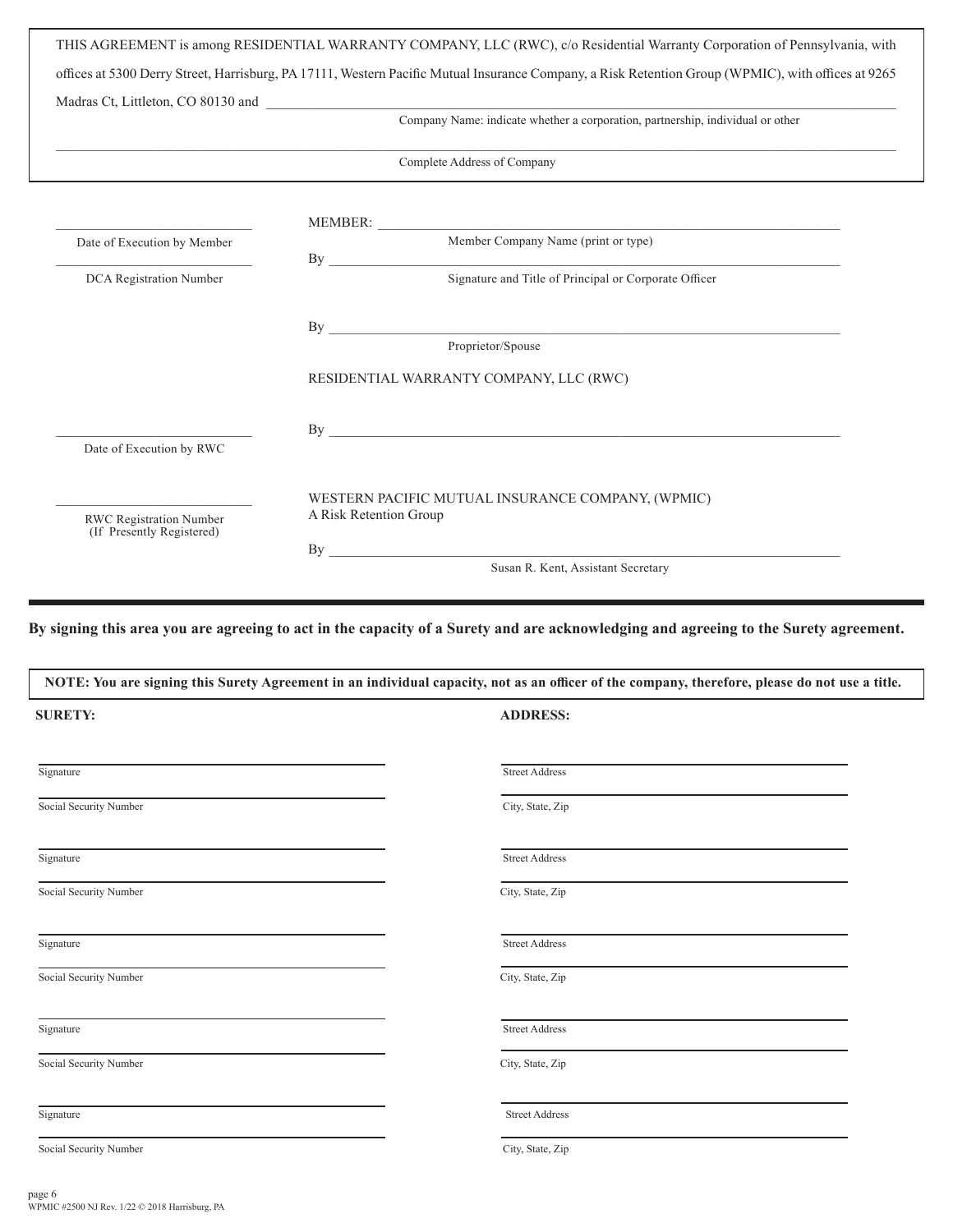THIS AGREEMENT is among RESIDENTIAL WARRANTY COMPANY, LLC (RWC), c/o Residential Warranty Corporation of Pennsylvania, with offices at 5300 Derry Street, Harrisburg, PA 17111, Western Pacific Mutual Insurance Company, a Risk Retention Group (WPMIC), with offices at 9265 Madras Ct, Littleton, CO 80130 and ______________________________________________

Company Name: indicate whether a corporation, partnership, individual or other

______________________________________________

Complete Address of Company

______________________
Date of Execution by Member

______________________
DCA Registration Number

MEMBER: ______________________________________________
Member Company Name (print or type)

By ______________________________________________
Signature and Title of Principal or Corporate Officer

By ______________________________________________
Proprietor/Spouse

RESIDENTIAL WARRANTY COMPANY, LLC (RWC)

______________________
Date of Execution by RWC

By ______________________________________________

______________________
RWC Registration Number
(If Presently Registered)

WESTERN PACIFIC MUTUAL INSURANCE COMPANY, (WPMIC)
A Risk Retention Group

By ______________________________________________
Susan R. Kent, Assistant Secretary

---

**By signing this area you are agreeing to act in the capacity of a Surety and are acknowledging and agreeing to the Surety agreement.**

**NOTE: You are signing this Surety Agreement in an individual capacity, not as an officer of the company, therefore, please do not use a title.**

| **SURETY:** | **ADDRESS:** |
|---|---|
| Signature | Street Address |
| Social Security Number | City, State, Zip |
| Signature | Street Address |
| Social Security Number | City, State, Zip |
| Signature | Street Address |
| Social Security Number | City, State, Zip |
| Signature | Street Address |
| Social Security Number | City, State, Zip |
| Signature | Street Address |
| Social Security Number | City, State, Zip |

WPMIC #2500 NJ Rev. 1/22 © 2018 Harrisburg, PA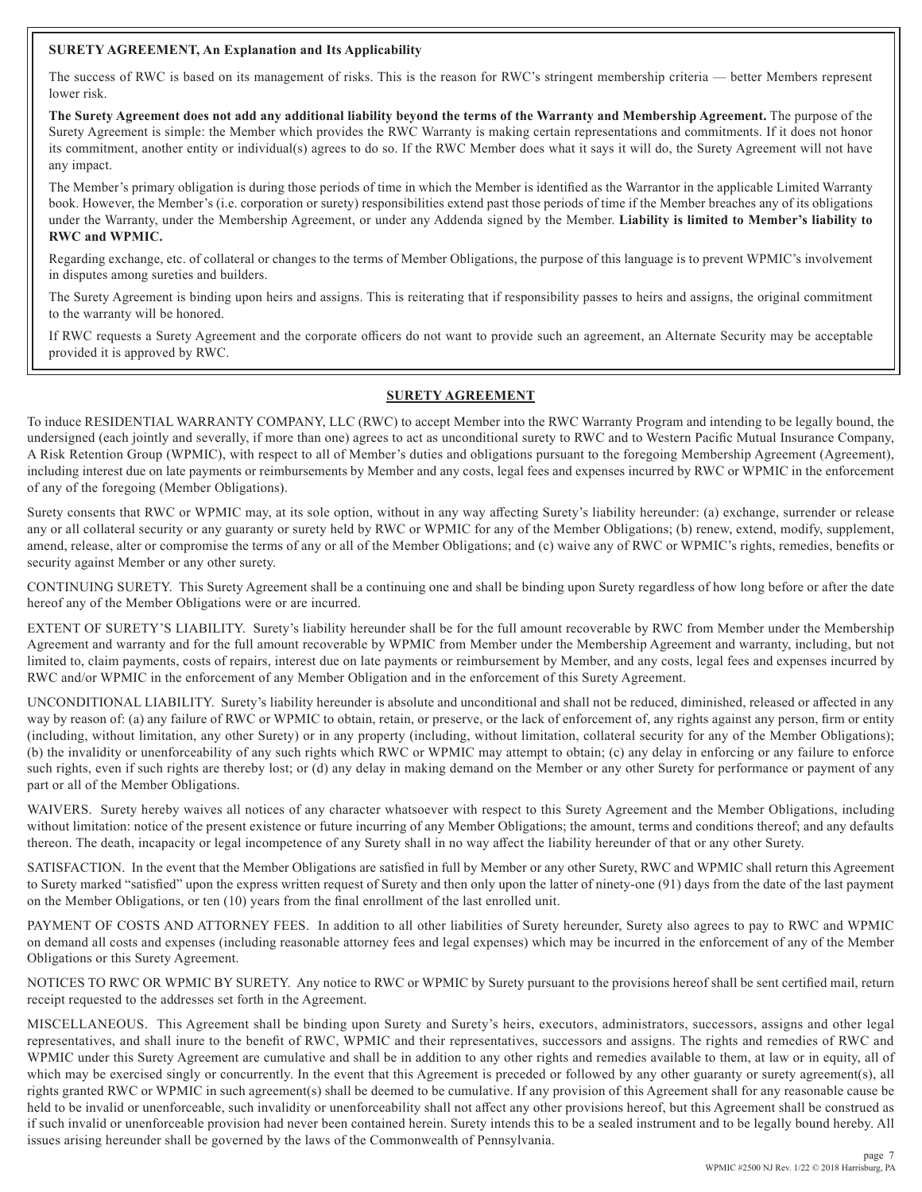**SURETY AGREEMENT, An Explanation and Its Applicability**

The success of RWC is based on its management of risks. This is the reason for RWC's stringent membership criteria — better Members represent lower risk.

**The Surety Agreement does not add any additional liability beyond the terms of the Warranty and Membership Agreement.** The purpose of the Surety Agreement is simple: the Member which provides the RWC Warranty is making certain representations and commitments. If it does not honor its commitment, another entity or individual(s) agrees to do so. If the RWC Member does what it says it will do, the Surety Agreement will not have any impact.

The Member's primary obligation is during those periods of time in which the Member is identified as the Warrantor in the applicable Limited Warranty book. However, the Member's (i.e. corporation or surety) responsibilities extend past those periods of time if the Member breaches any of its obligations under the Warranty, under the Membership Agreement, or under any Addenda signed by the Member. **Liability is limited to Member's liability to RWC and WPMIC.**

Regarding exchange, etc. of collateral or changes to the terms of Member Obligations, the purpose of this language is to prevent WPMIC's involvement in disputes among sureties and builders.

The Surety Agreement is binding upon heirs and assigns. This is reiterating that if responsibility passes to heirs and assigns, the original commitment to the warranty will be honored.

If RWC requests a Surety Agreement and the corporate officers do not want to provide such an agreement, an Alternate Security may be acceptable provided it is approved by RWC.

## SURETY AGREEMENT

To induce RESIDENTIAL WARRANTY COMPANY, LLC (RWC) to accept Member into the RWC Warranty Program and intending to be legally bound, the undersigned (each jointly and severally, if more than one) agrees to act as unconditional surety to RWC and to Western Pacific Mutual Insurance Company, A Risk Retention Group (WPMIC), with respect to all of Member's duties and obligations pursuant to the foregoing Membership Agreement (Agreement), including interest due on late payments or reimbursements by Member and any costs, legal fees and expenses incurred by RWC or WPMIC in the enforcement of any of the foregoing (Member Obligations).

Surety consents that RWC or WPMIC may, at its sole option, without in any way affecting Surety's liability hereunder: (a) exchange, surrender or release any or all collateral security or any guaranty or surety held by RWC or WPMIC for any of the Member Obligations; (b) renew, extend, modify, supplement, amend, release, alter or compromise the terms of any or all of the Member Obligations; and (c) waive any of RWC or WPMIC's rights, remedies, benefits or security against Member or any other surety.

CONTINUING SURETY. This Surety Agreement shall be a continuing one and shall be binding upon Surety regardless of how long before or after the date hereof any of the Member Obligations were or are incurred.

EXTENT OF SURETY'S LIABILITY. Surety's liability hereunder shall be for the full amount recoverable by RWC from Member under the Membership Agreement and warranty and for the full amount recoverable by WPMIC from Member under the Membership Agreement and warranty, including, but not limited to, claim payments, costs of repairs, interest due on late payments or reimbursement by Member, and any costs, legal fees and expenses incurred by RWC and/or WPMIC in the enforcement of any Member Obligation and in the enforcement of this Surety Agreement.

UNCONDITIONAL LIABILITY. Surety's liability hereunder is absolute and unconditional and shall not be reduced, diminished, released or affected in any way by reason of: (a) any failure of RWC or WPMIC to obtain, retain, or preserve, or the lack of enforcement of, any rights against any person, firm or entity (including, without limitation, any other Surety) or in any property (including, without limitation, collateral security for any of the Member Obligations); (b) the invalidity or unenforceability of any such rights which RWC or WPMIC may attempt to obtain; (c) any delay in enforcing or any failure to enforce such rights, even if such rights are thereby lost; or (d) any delay in making demand on the Member or any other Surety for performance or payment of any part or all of the Member Obligations.

WAIVERS. Surety hereby waives all notices of any character whatsoever with respect to this Surety Agreement and the Member Obligations, including without limitation: notice of the present existence or future incurring of any Member Obligations; the amount, terms and conditions thereof; and any defaults thereon. The death, incapacity or legal incompetence of any Surety shall in no way affect the liability hereunder of that or any other Surety.

SATISFACTION. In the event that the Member Obligations are satisfied in full by Member or any other Surety, RWC and WPMIC shall return this Agreement to Surety marked "satisfied" upon the express written request of Surety and then only upon the latter of ninety-one (91) days from the date of the last payment on the Member Obligations, or ten (10) years from the final enrollment of the last enrolled unit.

PAYMENT OF COSTS AND ATTORNEY FEES. In addition to all other liabilities of Surety hereunder, Surety also agrees to pay to RWC and WPMIC on demand all costs and expenses (including reasonable attorney fees and legal expenses) which may be incurred in the enforcement of any of the Member Obligations or this Surety Agreement.

NOTICES TO RWC OR WPMIC BY SURETY. Any notice to RWC or WPMIC by Surety pursuant to the provisions hereof shall be sent certified mail, return receipt requested to the addresses set forth in the Agreement.

MISCELLANEOUS. This Agreement shall be binding upon Surety and Surety's heirs, executors, administrators, successors, assigns and other legal representatives, and shall inure to the benefit of RWC, WPMIC and their representatives, successors and assigns. The rights and remedies of RWC and WPMIC under this Surety Agreement are cumulative and shall be in addition to any other rights and remedies available to them, at law or in equity, all of which may be exercised singly or concurrently. In the event that this Agreement is preceded or followed by any other guaranty or surety agreement(s), all rights granted RWC or WPMIC in such agreement(s) shall be deemed to be cumulative. If any provision of this Agreement shall for any reasonable cause be held to be invalid or unenforceable, such invalidity or unenforceability shall not affect any other provisions hereof, but this Agreement shall be construed as if such invalid or unenforceable provision had never been contained herein. Surety intends this to be a sealed instrument and to be legally bound hereby. All issues arising hereunder shall be governed by the laws of the Commonwealth of Pennsylvania.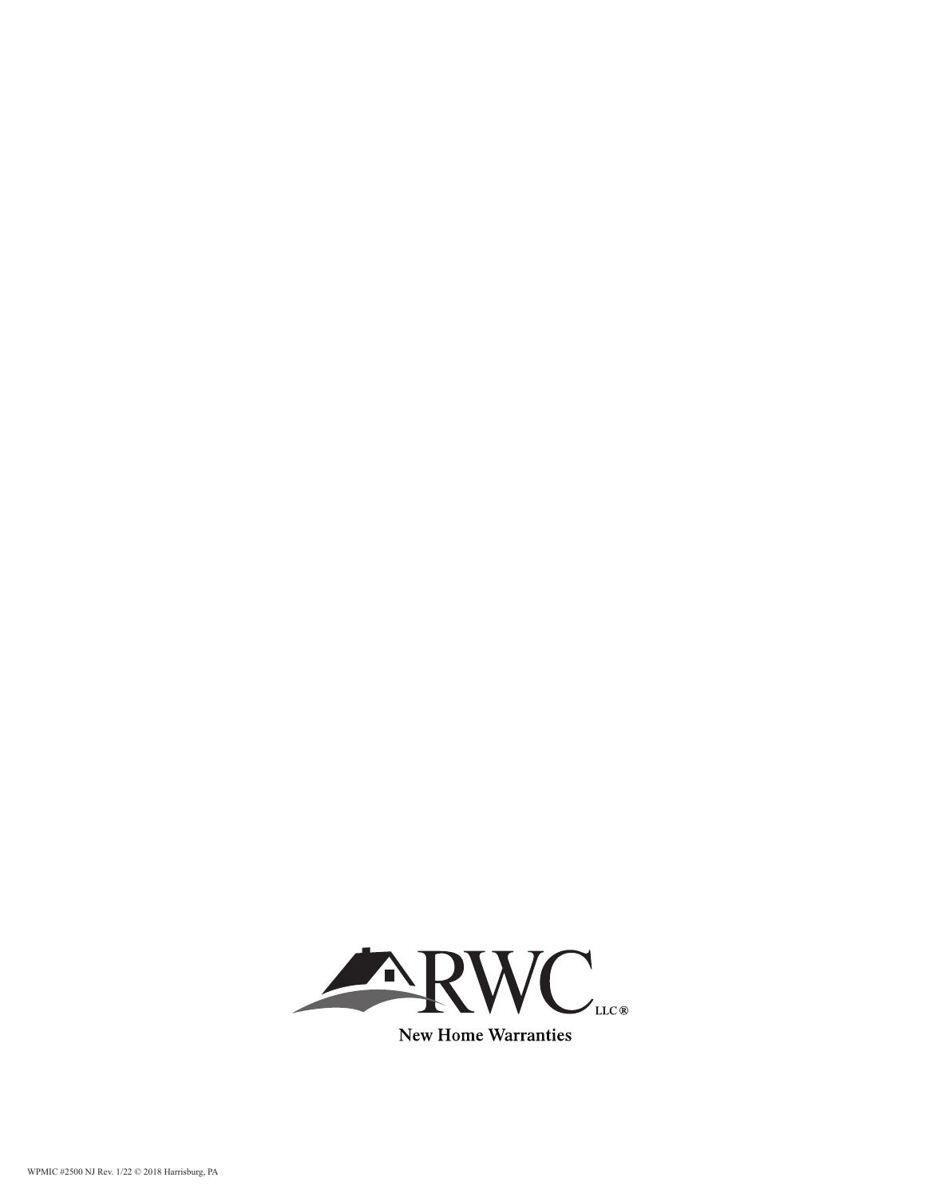RWC LLC®

New Home Warranties

WPMIC #2500 NJ Rev. 1/22 © 2018 Harrisburg, PA